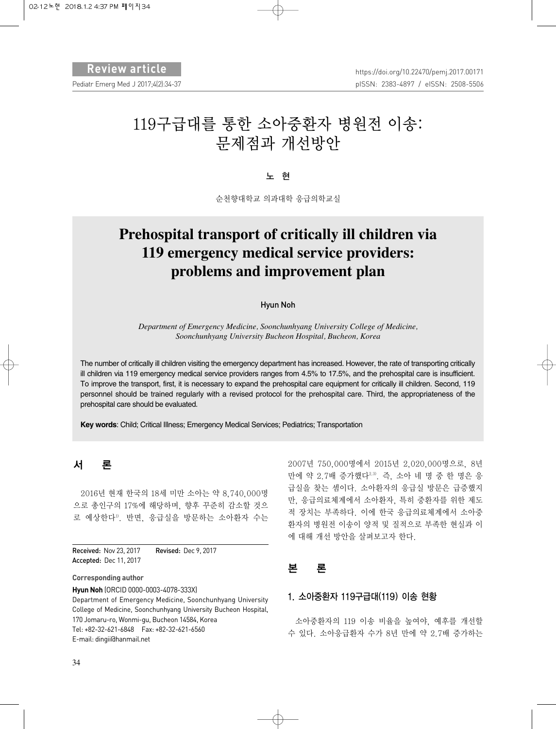Review article

https://doi.org/10.22470/pemj.2017.00171
pISSN: 2383-4897 / eISSN: 2508-5506

# 119구급대를 통한 소아중환자 병원전 이송: 문제점과 개선방안

**노 현**

순천향대학교 의과대학 응급의학교실

# Prehospital transport of critically ill children via 119 emergency medical service providers: problems and improvement plan

**Hyun Noh**

*Department of Emergency Medicine, Soonchunhyang University College of Medicine, Soonchunhyang University Bucheon Hospital, Bucheon, Korea*

The number of critically ill children visiting the emergency department has increased. However, the rate of transporting critically ill children via 119 emergency medical service providers ranges from 4.5% to 17.5%, and the prehospital care is insufficient. To improve the transport, first, it is necessary to expand the prehospital care equipment for critically ill children. Second, 119 personnel should be trained regularly with a revised protocol for the prehospital care. Third, the appropriateness of the prehospital care should be evaluated.

**Key words**: Child; Critical Illness; Emergency Medical Services; Pediatrics; Transportation

## 서 론

2016년 현재 한국의 18세 미만 소아는 약 8,740,000명으로 총인구의 17%에 해당하며, 향후 꾸준히 감소할 것으로 예상한다[1]. 반면, 응급실을 방문하는 소아환자 수는 2007년 750,000명에서 2015년 2,020,000명으로, 8년 만에 약 2.7배 증가했다[2,3]. 즉, 소아 네 명 중 한 명은 응급실을 찾는 셈이다. 소아환자의 응급실 방문은 급증했지만, 응급의료체계에서 소아환자, 특히 중환자를 위한 제도적 장치는 부족하다. 이에 한국 응급의료체계에서 소아중환자의 병원전 이송이 양적 및 질적으로 부족한 현실과 이에 대해 개선 방안을 살펴보고자 한다.

Received: Nov 23, 2017 Revised: Dec 9, 2017
Accepted: Dec 11, 2017

**Corresponding author**

**Hyun Noh** (ORCID 0000-0003-4078-333X)
Department of Emergency Medicine, Soonchunhyang University College of Medicine, Soonchunhyang University Bucheon Hospital, 170 Jomaru-ro, Wonmi-gu, Bucheon 14584, Korea
Tel: +82-32-621-6848 Fax: +82-32-621-6560
E-mail: dingii@hanmail.net

## 본 론

### 1. 소아중환자 119구급대(119) 이송 현황

소아중환자의 119 이송 비율을 높여야, 예후를 개선할 수 있다. 소아응급환자 수가 8년 만에 약 2.7배 증가하는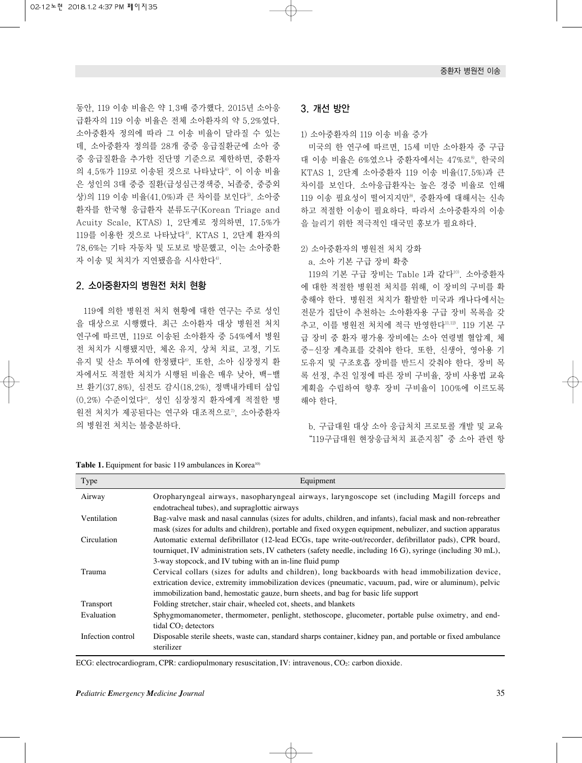동안, 119 이송 비율은 약 1.3배 증가했다. 2015년 소아응급환자의 119 이송 비율은 전체 소아환자의 약 5.2%였다. 소아중환자 정의에 따라 그 이송 비율이 달라질 수 있는데, 소아중환자 정의를 28개 중증 응급질환군에 소아 중증 응급질환을 추가한 진단명 기준으로 제한하면, 중환자의 4.5%가 119로 이송된 것으로 나타났다[4]. 이 이송 비율은 성인의 3대 중증 질환(급성심근경색증, 뇌졸중, 중증외상)의 119 이송 비율(41.0%)과 큰 차이를 보인다[5]. 소아중환자를 한국형 응급환자 분류도구(Korean Triage and Acuity Scale, KTAS) 1, 2단계로 정의하면, 17.5%가 119를 이용한 것으로 나타났다[4]. KTAS 1, 2단계 환자의 78.6%는 기타 자동차 및 도보로 방문했고, 이는 소아중환자 이송 및 처치가 지연됐음을 시사한다[4].

## 2. 소아중환자의 병원전 처치 현황

119에 의한 병원전 처치 현황에 대한 연구는 주로 성인을 대상으로 시행했다. 최근 소아환자 대상 병원전 처치 연구에 따르면, 119로 이송된 소아환자 중 54%에서 병원전 처치가 시행됐지만, 체온 유지, 상처 치료, 고정, 기도유지 및 산소 투여에 한정됐다[6]. 또한, 소아 심장정지 환자에서도 적절한 처치가 시행된 비율은 매우 낮아, 백-밸브 환기(37.8%), 심전도 감시(18.2%), 정맥내카테터 삽입(0.2%) 수준이었다[6]. 성인 심장정지 환자에게 적절한 병원전 처치가 제공된다는 연구와 대조적으로[7], 소아중환자의 병원전 처치는 불충분하다.

## 3. 개선 방안

1) 소아중환자의 119 이송 비율 증가

미국의 한 연구에 따르면, 15세 미만 소아환자 중 구급대 이송 비율은 6%였으나 중환자에서는 47%로[8], 한국의 KTAS 1, 2단계 소아중환자 119 이송 비율(17.5%)과 큰 차이를 보인다. 소아응급환자는 높은 경증 비율로 인해 119 이송 필요성이 떨어지지만[9], 중환자에 대해서는 신속하고 적절한 이송이 필요하다. 따라서 소아중환자의 이송을 늘리기 위한 적극적인 대국민 홍보가 필요하다.

2) 소아중환자의 병원전 처치 강화

a. 소아 기본 구급 장비 확충

119의 기본 구급 장비는 Table 1과 같다[10]. 소아중환자에 대한 적절한 병원전 처치를 위해, 이 장비의 구비를 확충해야 한다. 병원전 처치가 활발한 미국과 캐나다에서는 전문가 집단이 추천하는 소아환자용 구급 장비 목록을 갖추고, 이를 병원전 처치에 적극 반영한다[11,12]. 119 기본 구급 장비 중 환자 평가용 장비에는 소아 연령별 혈압계, 체중-신장 계측표를 갖춰야 한다. 또한, 신생아, 영아용 기도유지 및 구조호흡 장비를 반드시 갖춰야 한다. 장비 목록 선정, 추진 일정에 따른 장비 구비율, 장비 사용법 교육계획을 수립하여 향후 장비 구비율이 100%에 이르도록 해야 한다.

b. 구급대원 대상 소아 응급처치 프로토콜 개발 및 교육

"119구급대원 현장응급처치 표준지침" 중 소아 관련 항

**Table 1.** Equipment for basic 119 ambulances in Korea[10]

| Type | Equipment |
|---|---|
| Airway | Oropharyngeal airways, nasopharyngeal airways, laryngoscope set (including Magill forceps and endotracheal tubes), and supraglottic airways |
| Ventilation | Bag-valve mask and nasal cannulas (sizes for adults, children, and infants), facial mask and non-rebreather mask (sizes for adults and children), portable and fixed oxygen equipment, nebulizer, and suction apparatus |
| Circulation | Automatic external defibrillator (12-lead ECGs, tape write-out/recorder, defibrillator pads), CPR board, tourniquet, IV administration sets, IV catheters (safety needle, including 16 G), syringe (including 30 mL), 3-way stopcock, and IV tubing with an in-line fluid pump |
| Trauma | Cervical collars (sizes for adults and children), long backboards with head immobilization device, extrication device, extremity immobilization devices (pneumatic, vacuum, pad, wire or aluminum), pelvic immobilization band, hemostatic gauze, burn sheets, and bag for basic life support |
| Transport | Folding stretcher, stair chair, wheeled cot, sheets, and blankets |
| Evaluation | Sphygmomanometer, thermometer, penlight, stethoscope, glucometer, portable pulse oximetry, and end-tidal $CO_2$ detectors |
| Infection control | Disposable sterile sheets, waste can, standard sharps container, kidney pan, and portable or fixed ambulance sterilizer |

ECG: electrocardiogram, CPR: cardiopulmonary resuscitation, IV: intravenous, $CO_2$: carbon dioxide.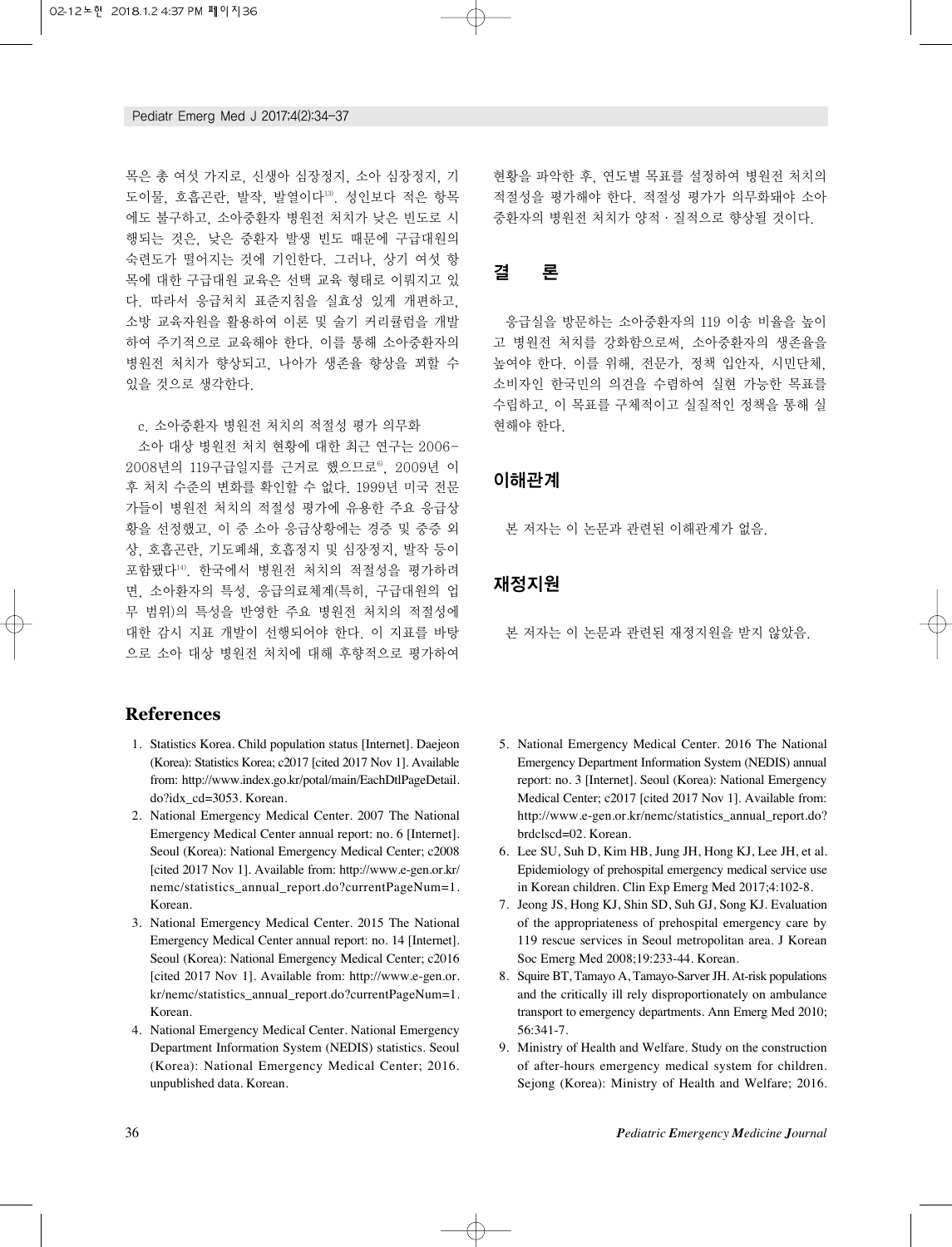목은 총 여섯 가지로, 신생아 심장정지, 소아 심장정지, 기도이물, 호흡곤란, 발작, 발열이다[13]. 성인보다 적은 항목에도 불구하고, 소아중환자 병원전 처치가 낮은 빈도로 시행되는 것은, 낮은 중환자 발생 빈도 때문에 구급대원의 숙련도가 떨어지는 것에 기인한다. 그러나, 상기 여섯 항목에 대한 구급대원 교육은 선택 교육 형태로 이뤄지고 있다. 따라서 응급처치 표준지침을 실효성 있게 개편하고, 소방 교육자원을 활용하여 이론 및 술기 커리큘럼을 개발하여 주기적으로 교육해야 한다. 이를 통해 소아중환자의 병원전 처치가 향상되고, 나아가 생존율 향상을 꾀할 수 있을 것으로 생각한다.

c. 소아중환자 병원전 처치의 적절성 평가 의무화

소아 대상 병원전 처치 현황에 대한 최근 연구는 2006-2008년의 119구급일지를 근거로 했으므로[6], 2009년 이후 처치 수준의 변화를 확인할 수 없다. 1999년 미국 전문가들이 병원전 처치의 적절성 평가에 유용한 주요 응급상황을 선정했고, 이 중 소아 응급상황에는 경증 및 중증 외상, 호흡곤란, 기도폐쇄, 호흡정지 및 심장정지, 발작 등이 포함됐다[14]. 한국에서 병원전 처치의 적절성을 평가하려면, 소아환자의 특성, 응급의료체계(특히, 구급대원의 업무 범위)의 특성을 반영한 주요 병원전 처치의 적절성에 대한 감시 지표 개발이 선행되어야 한다. 이 지표를 바탕으로 소아 대상 병원전 처치에 대해 후향적으로 평가하여 현황을 파악한 후, 연도별 목표를 설정하여 병원전 처치의 적절성을 평가해야 한다. 적절성 평가가 의무화돼야 소아중환자의 병원전 처치가 양적 · 질적으로 향상될 것이다.

## 결　론

응급실을 방문하는 소아중환자의 119 이송 비율을 높이고 병원전 처치를 강화함으로써, 소아중환자의 생존율을 높여야 한다. 이를 위해, 전문가, 정책 입안자, 시민단체, 소비자인 한국민의 의견을 수렴하여 실현 가능한 목표를 수립하고, 이 목표를 구체적이고 실질적인 정책을 통해 실현해야 한다.

## 이해관계

본 저자는 이 논문과 관련된 이해관계가 없음.

## 재정지원

본 저자는 이 논문과 관련된 재정지원을 받지 않았음.

## References

1. Statistics Korea. Child population status [Internet]. Daejeon (Korea): Statistics Korea; c2017 [cited 2017 Nov 1]. Available from: http://www.index.go.kr/potal/main/EachDtlPageDetail.do?idx_cd=3053. Korean.
2. National Emergency Medical Center. 2007 The National Emergency Medical Center annual report: no. 6 [Internet]. Seoul (Korea): National Emergency Medical Center; c2008 [cited 2017 Nov 1]. Available from: http://www.e-gen.or.kr/nemc/statistics_annual_report.do?currentPageNum=1. Korean.
3. National Emergency Medical Center. 2015 The National Emergency Medical Center annual report: no. 14 [Internet]. Seoul (Korea): National Emergency Medical Center; c2016 [cited 2017 Nov 1]. Available from: http://www.e-gen.or.kr/nemc/statistics_annual_report.do?currentPageNum=1. Korean.
4. National Emergency Medical Center. National Emergency Department Information System (NEDIS) statistics. Seoul (Korea): National Emergency Medical Center; 2016. unpublished data. Korean.
5. National Emergency Medical Center. 2016 The National Emergency Department Information System (NEDIS) annual report: no. 3 [Internet]. Seoul (Korea): National Emergency Medical Center; c2017 [cited 2017 Nov 1]. Available from: http://www.e-gen.or.kr/nemc/statistics_annual_report.do?brdclscd=02. Korean.
6. Lee SU, Suh D, Kim HB, Jung JH, Hong KJ, Lee JH, et al. Epidemiology of prehospital emergency medical service use in Korean children. Clin Exp Emerg Med 2017;4:102-8.
7. Jeong JS, Hong KJ, Shin SD, Suh GJ, Song KJ. Evaluation of the appropriateness of prehospital emergency care by 119 rescue services in Seoul metropolitan area. J Korean Soc Emerg Med 2008;19:233-44. Korean.
8. Squire BT, Tamayo A, Tamayo-Sarver JH. At-risk populations and the critically ill rely disproportionately on ambulance transport to emergency departments. Ann Emerg Med 2010;56:341-7.
9. Ministry of Health and Welfare. Study on the construction of after-hours emergency medical system for children. Sejong (Korea): Ministry of Health and Welfare; 2016.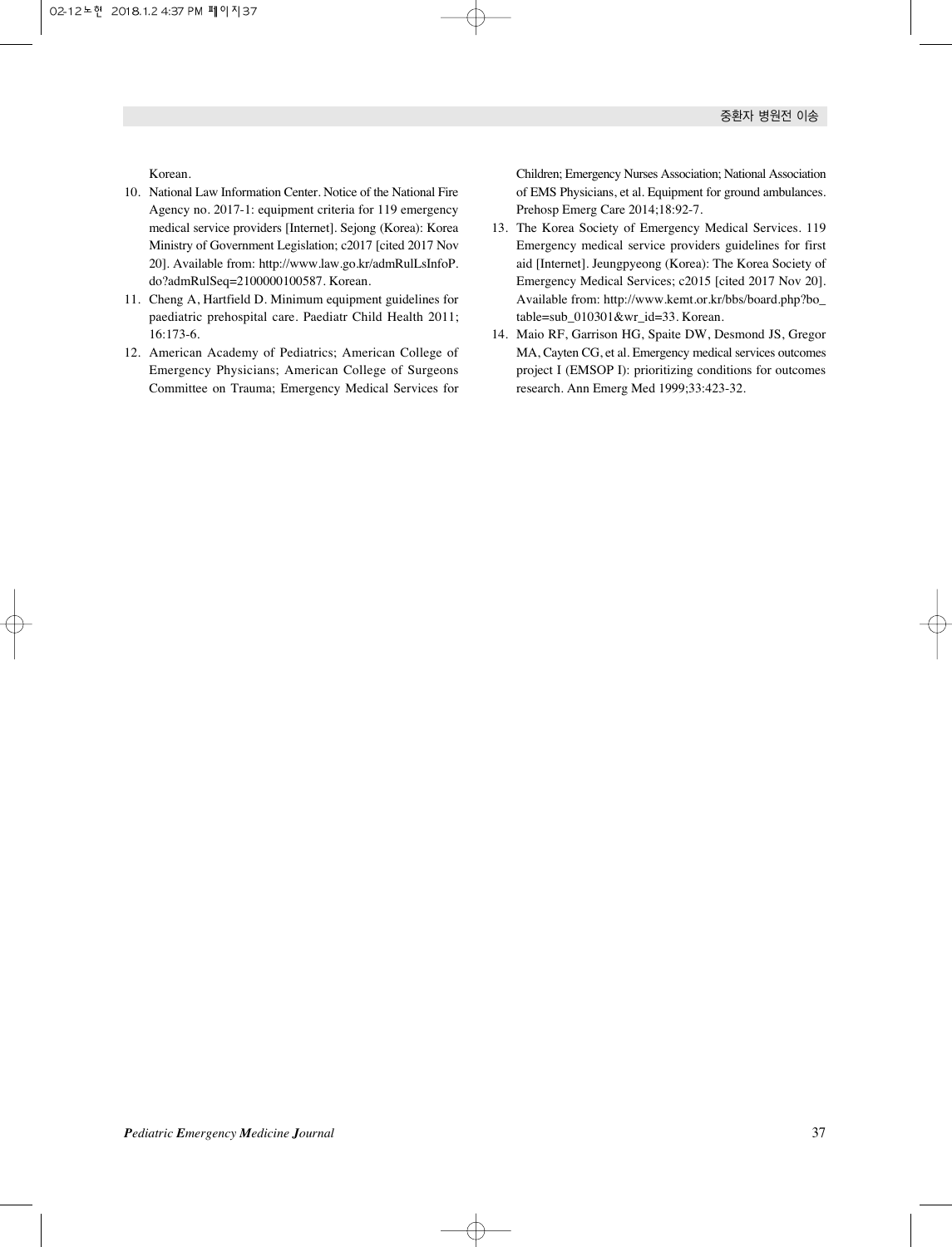Korean.

10. National Law Information Center. Notice of the National Fire Agency no. 2017-1: equipment criteria for 119 emergency medical service providers [Internet]. Sejong (Korea): Korea Ministry of Government Legislation; c2017 [cited 2017 Nov 20]. Available from: http://www.law.go.kr/admRulLsInfoP.do?admRulSeq=2100000100587. Korean.
11. Cheng A, Hartfield D. Minimum equipment guidelines for paediatric prehospital care. Paediatr Child Health 2011;16:173-6.
12. American Academy of Pediatrics; American College of Emergency Physicians; American College of Surgeons Committee on Trauma; Emergency Medical Services for Children; Emergency Nurses Association; National Association of EMS Physicians, et al. Equipment for ground ambulances. Prehosp Emerg Care 2014;18:92-7.
13. The Korea Society of Emergency Medical Services. 119 Emergency medical service providers guidelines for first aid [Internet]. Jeungpyeong (Korea): The Korea Society of Emergency Medical Services; c2015 [cited 2017 Nov 20]. Available from: http://www.kemt.or.kr/bbs/board.php?bo_table=sub_010301&wr_id=33. Korean.
14. Maio RF, Garrison HG, Spaite DW, Desmond JS, Gregor MA, Cayten CG, et al. Emergency medical services outcomes project I (EMSOP I): prioritizing conditions for outcomes research. Ann Emerg Med 1999;33:423-32.